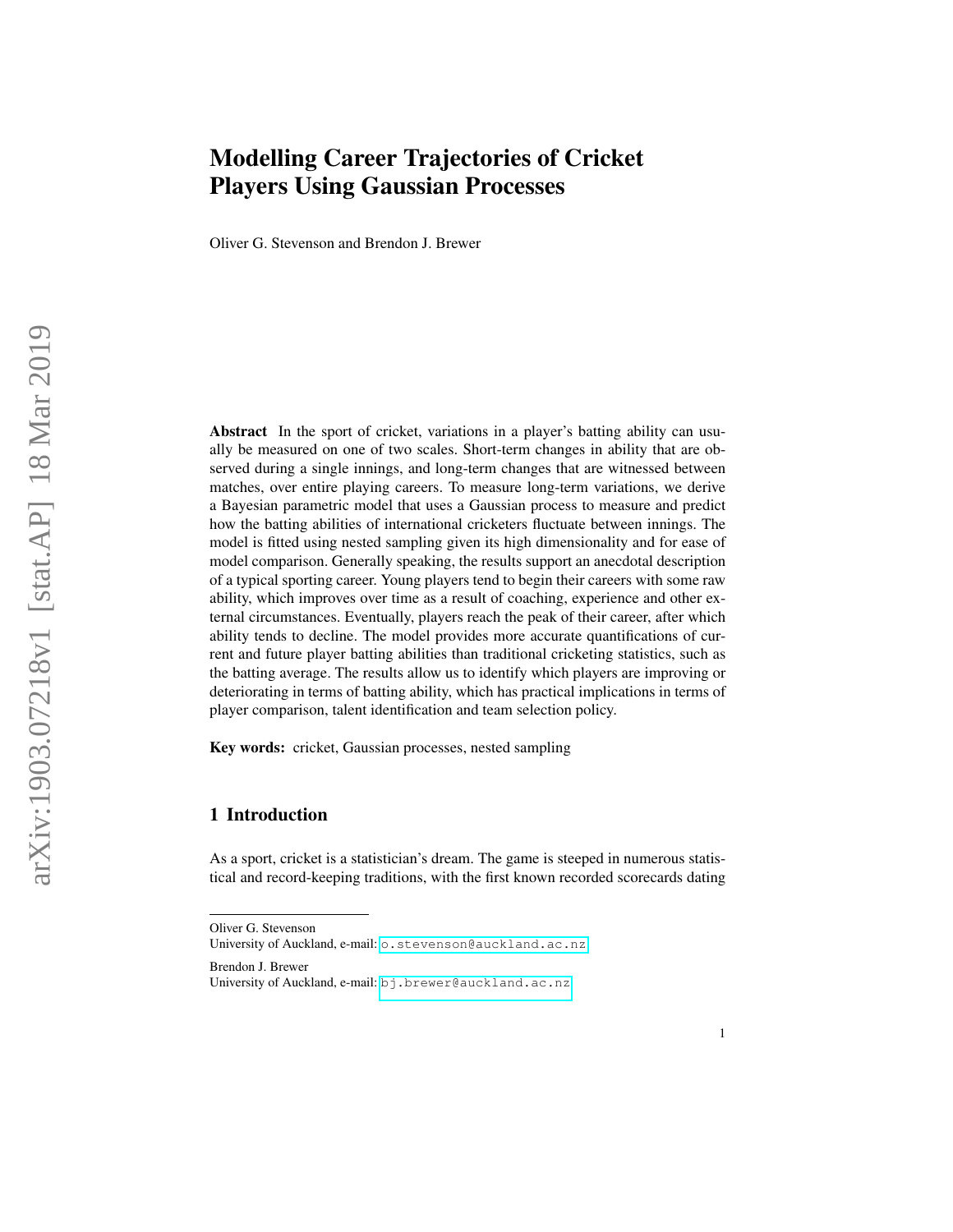# Modelling Career Trajectories of Cricket Players Using Gaussian Processes

Oliver G. Stevenson and Brendon J. Brewer

**Abstract** In the sport of cricket, variations in a player's batting ability can usually be measured on one of two scales. Short-term changes in ability that are observed during a single innings, and long-term changes that are witnessed between matches, over entire playing careers. To measure long-term variations, we derive a Bayesian parametric model that uses a Gaussian process to measure and predict how the batting abilities of international cricketers fluctuate between innings. The model is fitted using nested sampling given its high dimensionality and for ease of model comparison. Generally speaking, the results support an anecdotal description of a typical sporting career. Young players tend to begin their careers with some raw ability, which improves over time as a result of coaching, experience and other external circumstances. Eventually, players reach the peak of their career, after which ability tends to decline. The model provides more accurate quantifications of current and future player batting abilities than traditional cricketing statistics, such as the batting average. The results allow us to identify which players are improving or deteriorating in terms of batting ability, which has practical implications in terms of player comparison, talent identification and team selection policy.

**Key words:** cricket, Gaussian processes, nested sampling

## 1 Introduction

As a sport, cricket is a statistician's dream. The game is steeped in numerous statistical and record-keeping traditions, with the first known recorded scorecards dating

---

Oliver G. Stevenson
University of Auckland, e-mail: o.stevenson@auckland.ac.nz

Brendon J. Brewer
University of Auckland, e-mail: bj.brewer@auckland.ac.nz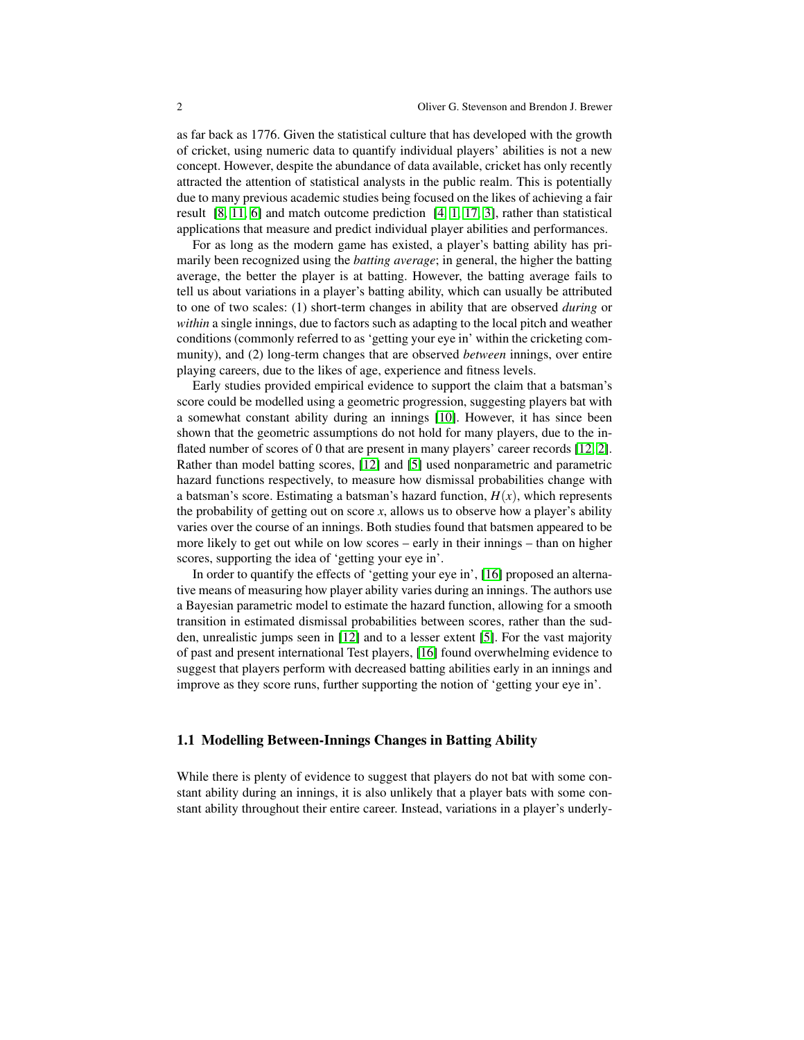as far back as 1776. Given the statistical culture that has developed with the growth of cricket, using numeric data to quantify individual players' abilities is not a new concept. However, despite the abundance of data available, cricket has only recently attracted the attention of statistical analysts in the public realm. This is potentially due to many previous academic studies being focused on the likes of achieving a fair result [8, 11, 6] and match outcome prediction [4, 1, 17, 3], rather than statistical applications that measure and predict individual player abilities and performances.

For as long as the modern game has existed, a player's batting ability has primarily been recognized using the *batting average*; in general, the higher the batting average, the better the player is at batting. However, the batting average fails to tell us about variations in a player's batting ability, which can usually be attributed to one of two scales: (1) short-term changes in ability that are observed *during* or *within* a single innings, due to factors such as adapting to the local pitch and weather conditions (commonly referred to as 'getting your eye in' within the cricketing community), and (2) long-term changes that are observed *between* innings, over entire playing careers, due to the likes of age, experience and fitness levels.

Early studies provided empirical evidence to support the claim that a batsman's score could be modelled using a geometric progression, suggesting players bat with a somewhat constant ability during an innings [10]. However, it has since been shown that the geometric assumptions do not hold for many players, due to the inflated number of scores of 0 that are present in many players' career records [12, 2]. Rather than model batting scores, [12] and [5] used nonparametric and parametric hazard functions respectively, to measure how dismissal probabilities change with a batsman's score. Estimating a batsman's hazard function, $H(x)$, which represents the probability of getting out on score $x$, allows us to observe how a player's ability varies over the course of an innings. Both studies found that batsmen appeared to be more likely to get out while on low scores – early in their innings – than on higher scores, supporting the idea of 'getting your eye in'.

In order to quantify the effects of 'getting your eye in', [16] proposed an alternative means of measuring how player ability varies during an innings. The authors use a Bayesian parametric model to estimate the hazard function, allowing for a smooth transition in estimated dismissal probabilities between scores, rather than the sudden, unrealistic jumps seen in [12] and to a lesser extent [5]. For the vast majority of past and present international Test players, [16] found overwhelming evidence to suggest that players perform with decreased batting abilities early in an innings and improve as they score runs, further supporting the notion of 'getting your eye in'.

### 1.1 Modelling Between-Innings Changes in Batting Ability

While there is plenty of evidence to suggest that players do not bat with some constant ability during an innings, it is also unlikely that a player bats with some constant ability throughout their entire career. Instead, variations in a player's underly-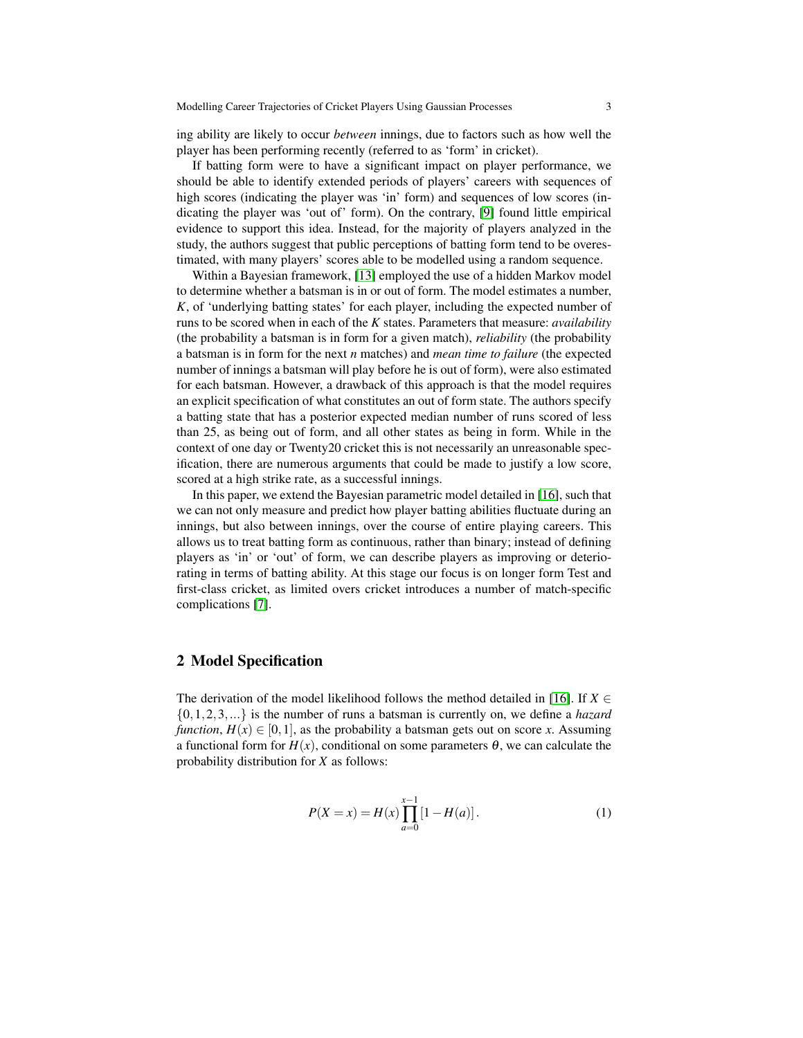ing ability are likely to occur *between* innings, due to factors such as how well the player has been performing recently (referred to as 'form' in cricket).

If batting form were to have a significant impact on player performance, we should be able to identify extended periods of players' careers with sequences of high scores (indicating the player was 'in' form) and sequences of low scores (indicating the player was 'out of' form). On the contrary, [9] found little empirical evidence to support this idea. Instead, for the majority of players analyzed in the study, the authors suggest that public perceptions of batting form tend to be overestimated, with many players' scores able to be modelled using a random sequence.

Within a Bayesian framework, [13] employed the use of a hidden Markov model to determine whether a batsman is in or out of form. The model estimates a number, $K$, of 'underlying batting states' for each player, including the expected number of runs to be scored when in each of the $K$ states. Parameters that measure: *availability* (the probability a batsman is in form for a given match), *reliability* (the probability a batsman is in form for the next $n$ matches) and *mean time to failure* (the expected number of innings a batsman will play before he is out of form), were also estimated for each batsman. However, a drawback of this approach is that the model requires an explicit specification of what constitutes an out of form state. The authors specify a batting state that has a posterior expected median number of runs scored of less than 25, as being out of form, and all other states as being in form. While in the context of one day or Twenty20 cricket this is not necessarily an unreasonable specification, there are numerous arguments that could be made to justify a low score, scored at a high strike rate, as a successful innings.

In this paper, we extend the Bayesian parametric model detailed in [16], such that we can not only measure and predict how player batting abilities fluctuate during an innings, but also between innings, over the course of entire playing careers. This allows us to treat batting form as continuous, rather than binary; instead of defining players as 'in' or 'out' of form, we can describe players as improving or deteriorating in terms of batting ability. At this stage our focus is on longer form Test and first-class cricket, as limited overs cricket introduces a number of match-specific complications [7].

## 2 Model Specification

The derivation of the model likelihood follows the method detailed in [16]. If $X \in \{0, 1, 2, 3, ...\}$ is the number of runs a batsman is currently on, we define a *hazard function*, $H(x) \in [0, 1]$, as the probability a batsman gets out on score $x$. Assuming a functional form for $H(x)$, conditional on some parameters $\theta$, we can calculate the probability distribution for $X$ as follows:

$$P(X = x) = H(x) \prod_{a=0}^{x-1} [1 - H(a)]. \quad (1)$$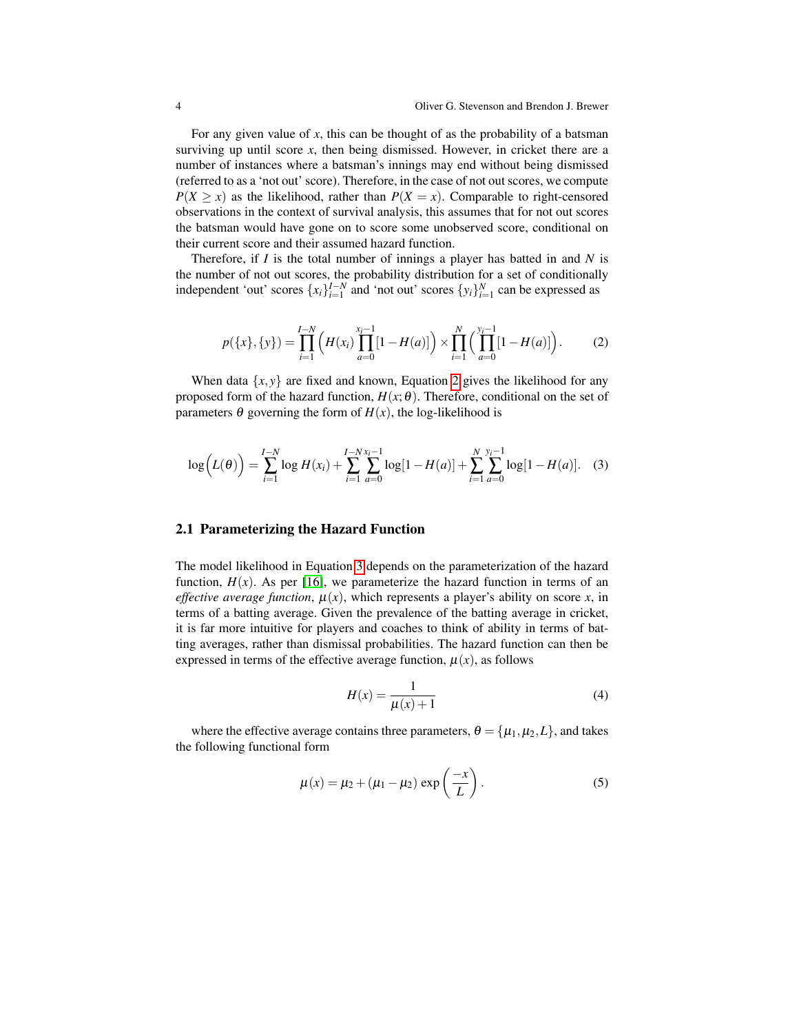For any given value of $x$, this can be thought of as the probability of a batsman surviving up until score $x$, then being dismissed. However, in cricket there are a number of instances where a batsman's innings may end without being dismissed (referred to as a 'not out' score). Therefore, in the case of not out scores, we compute $P(X \geq x)$ as the likelihood, rather than $P(X = x)$. Comparable to right-censored observations in the context of survival analysis, this assumes that for not out scores the batsman would have gone on to score some unobserved score, conditional on their current score and their assumed hazard function.

Therefore, if $I$ is the total number of innings a player has batted in and $N$ is the number of not out scores, the probability distribution for a set of conditionally independent 'out' scores $\{x_i\}_{i=1}^{I-N}$ and 'not out' scores $\{y_i\}_{i=1}^{N}$ can be expressed as

$$p(\{x\},\{y\}) = \prod_{i=1}^{I-N} \left( H(x_i) \prod_{a=0}^{x_i-1} [1 - H(a)] \right) \times \prod_{i=1}^{N} \left( \prod_{a=0}^{y_i-1} [1 - H(a)] \right). \tag{2}$$

When data $\{x,y\}$ are fixed and known, Equation 2 gives the likelihood for any proposed form of the hazard function, $H(x;\theta)$. Therefore, conditional on the set of parameters $\theta$ governing the form of $H(x)$, the log-likelihood is

$$\log\Big(L(\theta)\Big) = \sum_{i=1}^{I-N} \log H(x_i) + \sum_{i=1}^{I-N} \sum_{a=0}^{x_i-1} \log[1 - H(a)] + \sum_{i=1}^{N} \sum_{a=0}^{y_i-1} \log[1 - H(a)]. \tag{3}$$

## 2.1 Parameterizing the Hazard Function

The model likelihood in Equation 3 depends on the parameterization of the hazard function, $H(x)$. As per [16], we parameterize the hazard function in terms of an *effective average function*, $\mu(x)$, which represents a player's ability on score $x$, in terms of a batting average. Given the prevalence of the batting average in cricket, it is far more intuitive for players and coaches to think of ability in terms of batting averages, rather than dismissal probabilities. The hazard function can then be expressed in terms of the effective average function, $\mu(x)$, as follows

$$H(x) = \frac{1}{\mu(x) + 1} \tag{4}$$

where the effective average contains three parameters, $\theta = \{\mu_1, \mu_2, L\}$, and takes the following functional form

$$\mu(x) = \mu_2 + (\mu_1 - \mu_2) \exp\left(\frac{-x}{L}\right). \tag{5}$$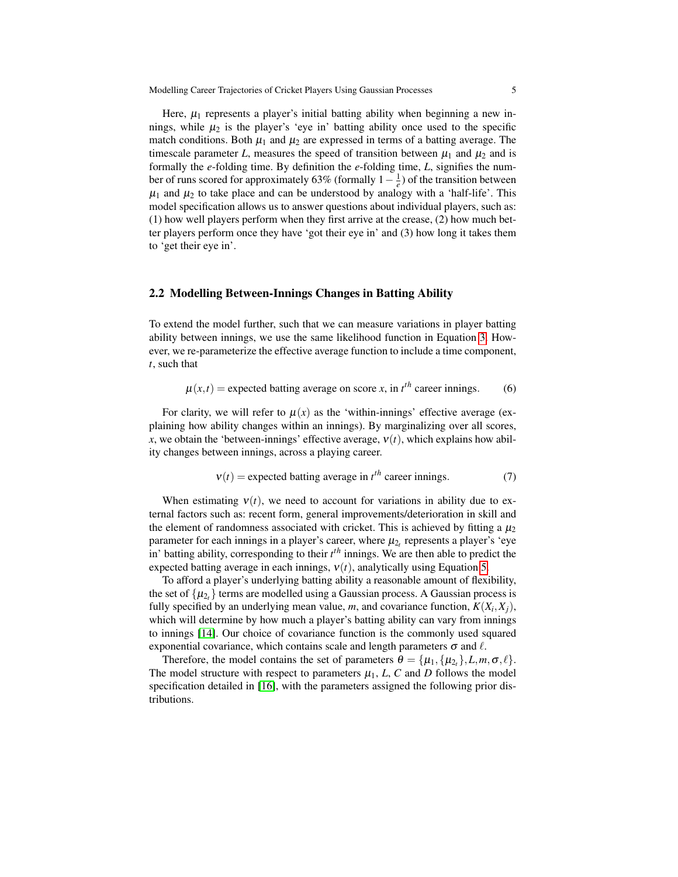Here, $\mu_1$ represents a player's initial batting ability when beginning a new innings, while $\mu_2$ is the player's 'eye in' batting ability once used to the specific match conditions. Both $\mu_1$ and $\mu_2$ are expressed in terms of a batting average. The timescale parameter $L$, measures the speed of transition between $\mu_1$ and $\mu_2$ and is formally the $e$-folding time. By definition the $e$-folding time, $L$, signifies the number of runs scored for approximately 63% (formally $1 - \frac{1}{e}$) of the transition between $\mu_1$ and $\mu_2$ to take place and can be understood by analogy with a 'half-life'. This model specification allows us to answer questions about individual players, such as: (1) how well players perform when they first arrive at the crease, (2) how much better players perform once they have 'got their eye in' and (3) how long it takes them to 'get their eye in'.

## 2.2 Modelling Between-Innings Changes in Batting Ability

To extend the model further, such that we can measure variations in player batting ability between innings, we use the same likelihood function in Equation 3. However, we re-parameterize the effective average function to include a time component, $t$, such that

$$\mu(x,t) = \text{expected batting average on score } x \text{, in } t^{th} \text{ career innings.} \tag{6}$$

For clarity, we will refer to $\mu(x)$ as the 'within-innings' effective average (explaining how ability changes within an innings). By marginalizing over all scores, $x$, we obtain the 'between-innings' effective average, $\nu(t)$, which explains how ability changes between innings, across a playing career.

$$\nu(t) = \text{expected batting average in } t^{th} \text{ career innings.} \tag{7}$$

When estimating $\nu(t)$, we need to account for variations in ability due to external factors such as: recent form, general improvements/deterioration in skill and the element of randomness associated with cricket. This is achieved by fitting a $\mu_2$ parameter for each innings in a player's career, where $\mu_{2_t}$ represents a player's 'eye in' batting ability, corresponding to their $t^{th}$ innings. We are then able to predict the expected batting average in each innings, $\nu(t)$, analytically using Equation 5.

To afford a player's underlying batting ability a reasonable amount of flexibility, the set of $\{\mu_{2_t}\}$ terms are modelled using a Gaussian process. A Gaussian process is fully specified by an underlying mean value, $m$, and covariance function, $K(X_i, X_j)$, which will determine by how much a player's batting ability can vary from innings to innings [14]. Our choice of covariance function is the commonly used squared exponential covariance, which contains scale and length parameters $\sigma$ and $\ell$.

Therefore, the model contains the set of parameters $\theta = \{\mu_1, \{\mu_{2_t}\}, L, m, \sigma, \ell\}$. The model structure with respect to parameters $\mu_1$, $L$, $C$ and $D$ follows the model specification detailed in [16], with the parameters assigned the following prior distributions.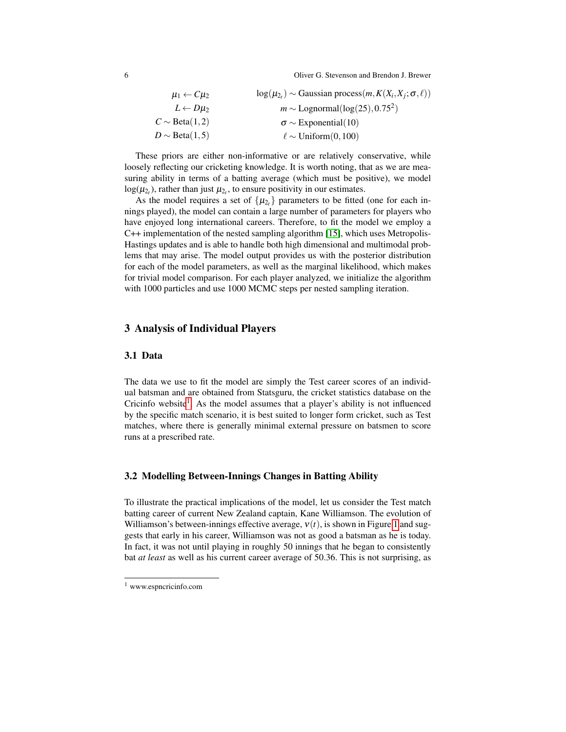$$
\begin{aligned}
\mu_1 &\leftarrow C\mu_2 & \log(\mu_{2_t}) &\sim \text{Gaussian process}(m, K(X_i, X_j; \sigma, \ell)) \\
L &\leftarrow D\mu_2 & m &\sim \text{Lognormal}(\log(25), 0.75^2) \\
C &\sim \text{Beta}(1,2) & \sigma &\sim \text{Exponential}(10) \\
D &\sim \text{Beta}(1,5) & \ell &\sim \text{Uniform}(0,100)
\end{aligned}
$$

These priors are either non-informative or are relatively conservative, while loosely reflecting our cricketing knowledge. It is worth noting, that as we are measuring ability in terms of a batting average (which must be positive), we model $\log(\mu_{2_t})$, rather than just $\mu_{2_t}$, to ensure positivity in our estimates.

As the model requires a set of $\{\mu_{2_t}\}$ parameters to be fitted (one for each innings played), the model can contain a large number of parameters for players who have enjoyed long international careers. Therefore, to fit the model we employ a C++ implementation of the nested sampling algorithm [15], which uses Metropolis-Hastings updates and is able to handle both high dimensional and multimodal problems that may arise. The model output provides us with the posterior distribution for each of the model parameters, as well as the marginal likelihood, which makes for trivial model comparison. For each player analyzed, we initialize the algorithm with 1000 particles and use 1000 MCMC steps per nested sampling iteration.

## 3 Analysis of Individual Players

### 3.1 Data

The data we use to fit the model are simply the Test career scores of an individual batsman and are obtained from Statsguru, the cricket statistics database on the Cricinfo website[1]. As the model assumes that a player's ability is not influenced by the specific match scenario, it is best suited to longer form cricket, such as Test matches, where there is generally minimal external pressure on batsmen to score runs at a prescribed rate.

### 3.2 Modelling Between-Innings Changes in Batting Ability

To illustrate the practical implications of the model, let us consider the Test match batting career of current New Zealand captain, Kane Williamson. The evolution of Williamson's between-innings effective average, $\nu(t)$, is shown in Figure 1 and suggests that early in his career, Williamson was not as good a batsman as he is today. In fact, it was not until playing in roughly 50 innings that he began to consistently bat *at least* as well as his current career average of 50.36. This is not surprising, as

[1] www.espncricinfo.com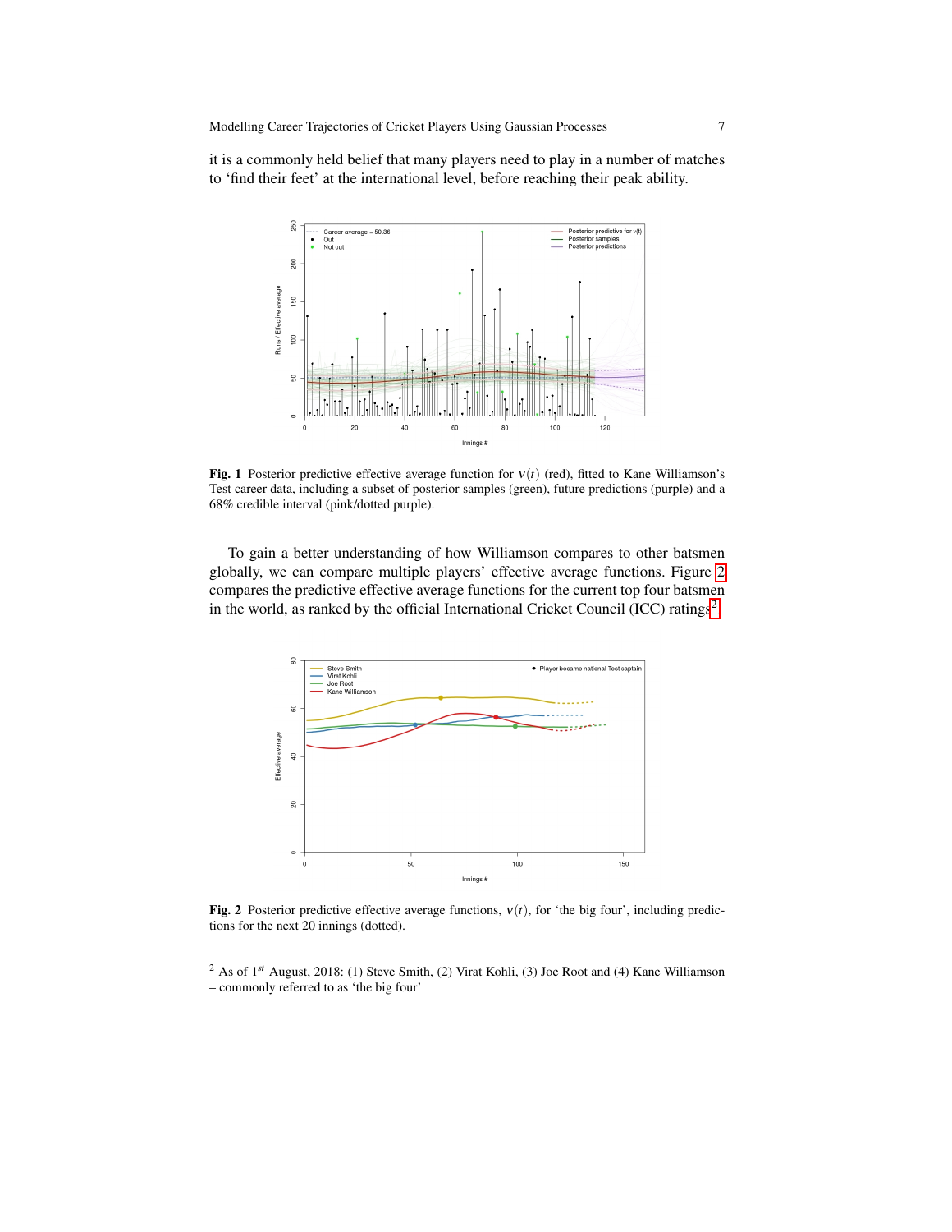it is a commonly held belief that many players need to play in a number of matches to 'find their feet' at the international level, before reaching their peak ability.

**Fig. 1** Posterior predictive effective average function for $\nu(t)$ (red), fitted to Kane Williamson's Test career data, including a subset of posterior samples (green), future predictions (purple) and a 68% credible interval (pink/dotted purple).

To gain a better understanding of how Williamson compares to other batsmen globally, we can compare multiple players' effective average functions. Figure 2 compares the predictive effective average functions for the current top four batsmen in the world, as ranked by the official International Cricket Council (ICC) ratings[2].

**Fig. 2** Posterior predictive effective average functions, $\nu(t)$, for 'the big four', including predictions for the next 20 innings (dotted).

---

[2] As of 1$^{st}$ August, 2018: (1) Steve Smith, (2) Virat Kohli, (3) Joe Root and (4) Kane Williamson – commonly referred to as 'the big four'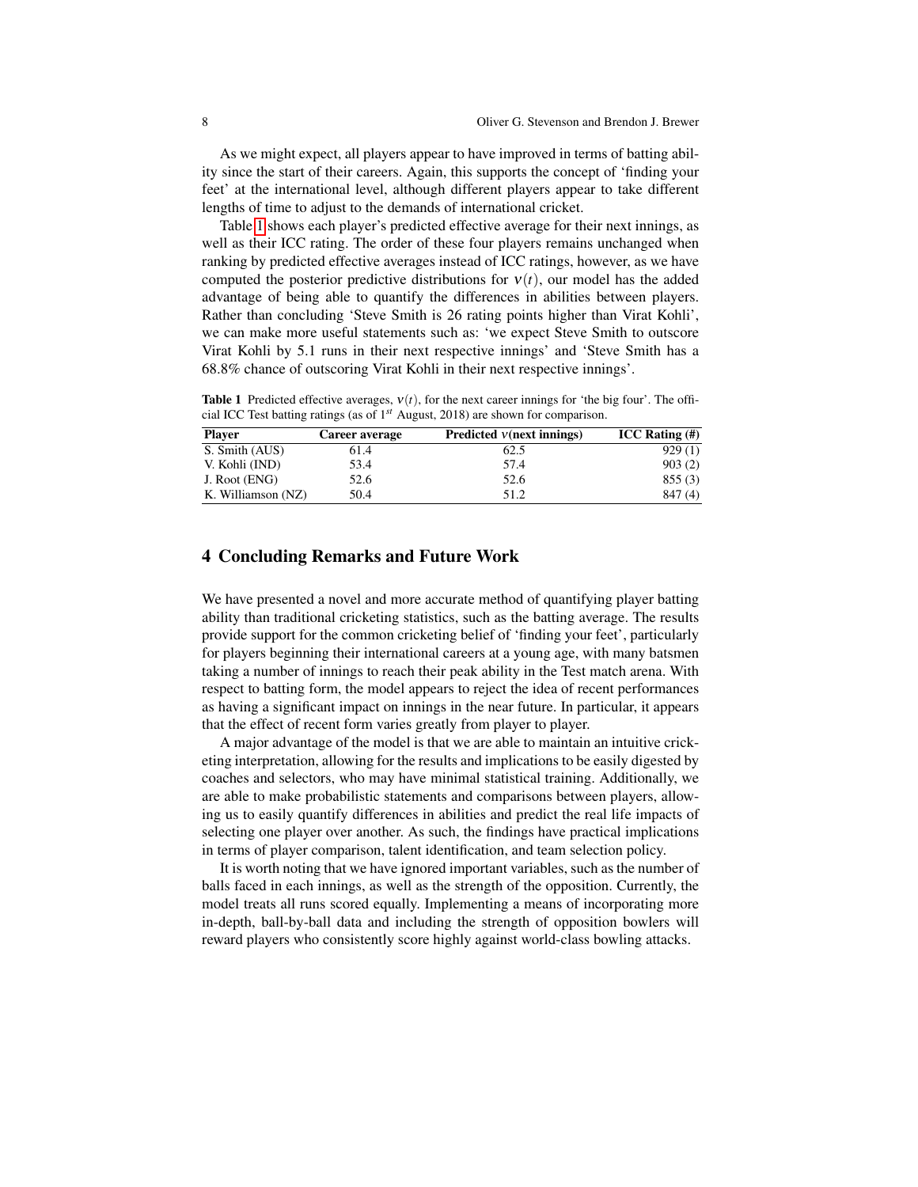As we might expect, all players appear to have improved in terms of batting ability since the start of their careers. Again, this supports the concept of 'finding your feet' at the international level, although different players appear to take different lengths of time to adjust to the demands of international cricket.

Table 1 shows each player's predicted effective average for their next innings, as well as their ICC rating. The order of these four players remains unchanged when ranking by predicted effective averages instead of ICC ratings, however, as we have computed the posterior predictive distributions for $\nu(t)$, our model has the added advantage of being able to quantify the differences in abilities between players. Rather than concluding 'Steve Smith is 26 rating points higher than Virat Kohli', we can make more useful statements such as: 'we expect Steve Smith to outscore Virat Kohli by 5.1 runs in their next respective innings' and 'Steve Smith has a 68.8% chance of outscoring Virat Kohli in their next respective innings'.

**Table 1** Predicted effective averages, $\nu(t)$, for the next career innings for 'the big four'. The official ICC Test batting ratings (as of $1^{st}$ August, 2018) are shown for comparison.

| Player | Career average | Predicted $\nu$(next innings) | ICC Rating (#) |
|---|---|---|---|
| S. Smith (AUS) | 61.4 | 62.5 | 929 (1) |
| V. Kohli (IND) | 53.4 | 57.4 | 903 (2) |
| J. Root (ENG) | 52.6 | 52.6 | 855 (3) |
| K. Williamson (NZ) | 50.4 | 51.2 | 847 (4) |

## 4 Concluding Remarks and Future Work

We have presented a novel and more accurate method of quantifying player batting ability than traditional cricketing statistics, such as the batting average. The results provide support for the common cricketing belief of 'finding your feet', particularly for players beginning their international careers at a young age, with many batsmen taking a number of innings to reach their peak ability in the Test match arena. With respect to batting form, the model appears to reject the idea of recent performances as having a significant impact on innings in the near future. In particular, it appears that the effect of recent form varies greatly from player to player.

A major advantage of the model is that we are able to maintain an intuitive cricketing interpretation, allowing for the results and implications to be easily digested by coaches and selectors, who may have minimal statistical training. Additionally, we are able to make probabilistic statements and comparisons between players, allowing us to easily quantify differences in abilities and predict the real life impacts of selecting one player over another. As such, the findings have practical implications in terms of player comparison, talent identification, and team selection policy.

It is worth noting that we have ignored important variables, such as the number of balls faced in each innings, as well as the strength of the opposition. Currently, the model treats all runs scored equally. Implementing a means of incorporating more in-depth, ball-by-ball data and including the strength of opposition bowlers will reward players who consistently score highly against world-class bowling attacks.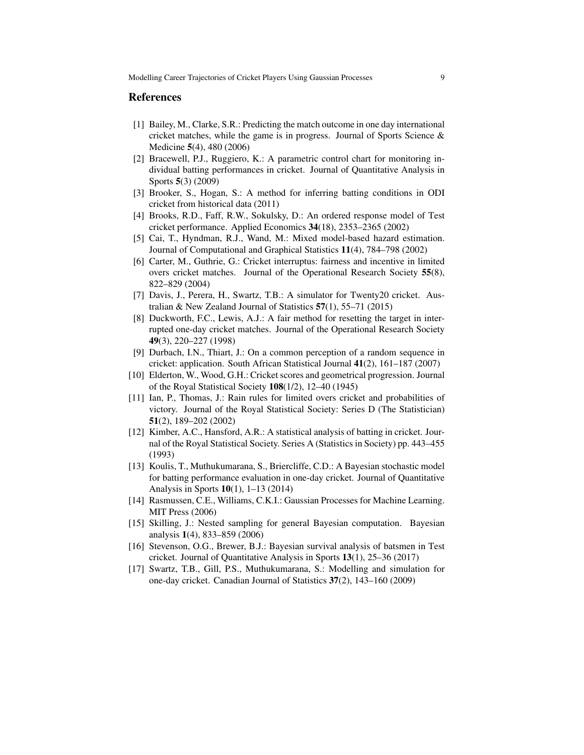## References

[1] Bailey, M., Clarke, S.R.: Predicting the match outcome in one day international cricket matches, while the game is in progress. Journal of Sports Science & Medicine **5**(4), 480 (2006)

[2] Bracewell, P.J., Ruggiero, K.: A parametric control chart for monitoring individual batting performances in cricket. Journal of Quantitative Analysis in Sports **5**(3) (2009)

[3] Brooker, S., Hogan, S.: A method for inferring batting conditions in ODI cricket from historical data (2011)

[4] Brooks, R.D., Faff, R.W., Sokulsky, D.: An ordered response model of Test cricket performance. Applied Economics **34**(18), 2353–2365 (2002)

[5] Cai, T., Hyndman, R.J., Wand, M.: Mixed model-based hazard estimation. Journal of Computational and Graphical Statistics **11**(4), 784–798 (2002)

[6] Carter, M., Guthrie, G.: Cricket interruptus: fairness and incentive in limited overs cricket matches. Journal of the Operational Research Society **55**(8), 822–829 (2004)

[7] Davis, J., Perera, H., Swartz, T.B.: A simulator for Twenty20 cricket. Australian & New Zealand Journal of Statistics **57**(1), 55–71 (2015)

[8] Duckworth, F.C., Lewis, A.J.: A fair method for resetting the target in interrupted one-day cricket matches. Journal of the Operational Research Society **49**(3), 220–227 (1998)

[9] Durbach, I.N., Thiart, J.: On a common perception of a random sequence in cricket: application. South African Statistical Journal **41**(2), 161–187 (2007)

[10] Elderton, W., Wood, G.H.: Cricket scores and geometrical progression. Journal of the Royal Statistical Society **108**(1/2), 12–40 (1945)

[11] Ian, P., Thomas, J.: Rain rules for limited overs cricket and probabilities of victory. Journal of the Royal Statistical Society: Series D (The Statistician) **51**(2), 189–202 (2002)

[12] Kimber, A.C., Hansford, A.R.: A statistical analysis of batting in cricket. Journal of the Royal Statistical Society. Series A (Statistics in Society) pp. 443–455 (1993)

[13] Koulis, T., Muthukumarana, S., Briercliffe, C.D.: A Bayesian stochastic model for batting performance evaluation in one-day cricket. Journal of Quantitative Analysis in Sports **10**(1), 1–13 (2014)

[14] Rasmussen, C.E., Williams, C.K.I.: Gaussian Processes for Machine Learning. MIT Press (2006)

[15] Skilling, J.: Nested sampling for general Bayesian computation. Bayesian analysis **1**(4), 833–859 (2006)

[16] Stevenson, O.G., Brewer, B.J.: Bayesian survival analysis of batsmen in Test cricket. Journal of Quantitative Analysis in Sports **13**(1), 25–36 (2017)

[17] Swartz, T.B., Gill, P.S., Muthukumarana, S.: Modelling and simulation for one-day cricket. Canadian Journal of Statistics **37**(2), 143–160 (2009)